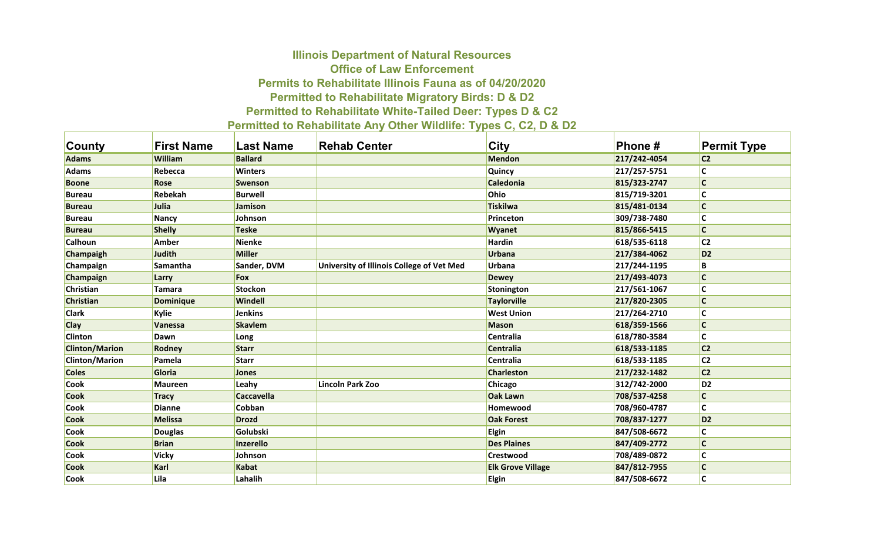# Illinois Department of Natural Resources

## Office of Law Enforcement

## Permits to Rehabilitate Illinois Fauna as of 04/20/2020

### Permitted to Rehabilitate Migratory Birds: D & D2

### Permitted to Rehabilitate White-Tailed Deer: Types D & C2

### Permitted to Rehabilitate Any Other Wildlife: Types C, C2, D & D2

| County | First Name | Last Name | Rehab Center | City | Phone # | Permit Type |
|---|---|---|---|---|---|---|
| Adams | William | Ballard | | Mendon | 217/242-4054 | C2 |
| Adams | Rebecca | Winters | | Quincy | 217/257-5751 | C |
| Boone | Rose | Swenson | | Caledonia | 815/323-2747 | C |
| Bureau | Rebekah | Burwell | | Ohio | 815/719-3201 | C |
| Bureau | Julia | Jamison | | Tiskilwa | 815/481-0134 | C |
| Bureau | Nancy | Johnson | | Princeton | 309/738-7480 | C |
| Bureau | Shelly | Teske | | Wyanet | 815/866-5415 | C |
| Calhoun | Amber | Nienke | | Hardin | 618/535-6118 | C2 |
| Champaigh | Judith | Miller | | Urbana | 217/384-4062 | D2 |
| Champaign | Samantha | Sander, DVM | University of Illinois College of Vet Med | Urbana | 217/244-1195 | B |
| Champaign | Larry | Fox | | Dewey | 217/493-4073 | C |
| Christian | Tamara | Stockon | | Stonington | 217/561-1067 | C |
| Christian | Dominique | Windell | | Taylorville | 217/820-2305 | C |
| Clark | Kylie | Jenkins | | West Union | 217/264-2710 | C |
| Clay | Vanessa | Skavlem | | Mason | 618/359-1566 | C |
| Clinton | Dawn | Long | | Centralia | 618/780-3584 | C |
| Clinton/Marion | Rodney | Starr | | Centralia | 618/533-1185 | C2 |
| Clinton/Marion | Pamela | Starr | | Centralia | 618/533-1185 | C2 |
| Coles | Gloria | Jones | | Charleston | 217/232-1482 | C2 |
| Cook | Maureen | Leahy | Lincoln Park Zoo | Chicago | 312/742-2000 | D2 |
| Cook | Tracy | Caccavella | | Oak Lawn | 708/537-4258 | C |
| Cook | Dianne | Cobban | | Homewood | 708/960-4787 | C |
| Cook | Melissa | Drozd | | Oak Forest | 708/837-1277 | D2 |
| Cook | Douglas | Golubski | | Elgin | 847/508-6672 | C |
| Cook | Brian | Inzerello | | Des Plaines | 847/409-2772 | C |
| Cook | Vicky | Johnson | | Crestwood | 708/489-0872 | C |
| Cook | Karl | Kabat | | Elk Grove Village | 847/812-7955 | C |
| Cook | Lila | Lahalih | | Elgin | 847/508-6672 | C |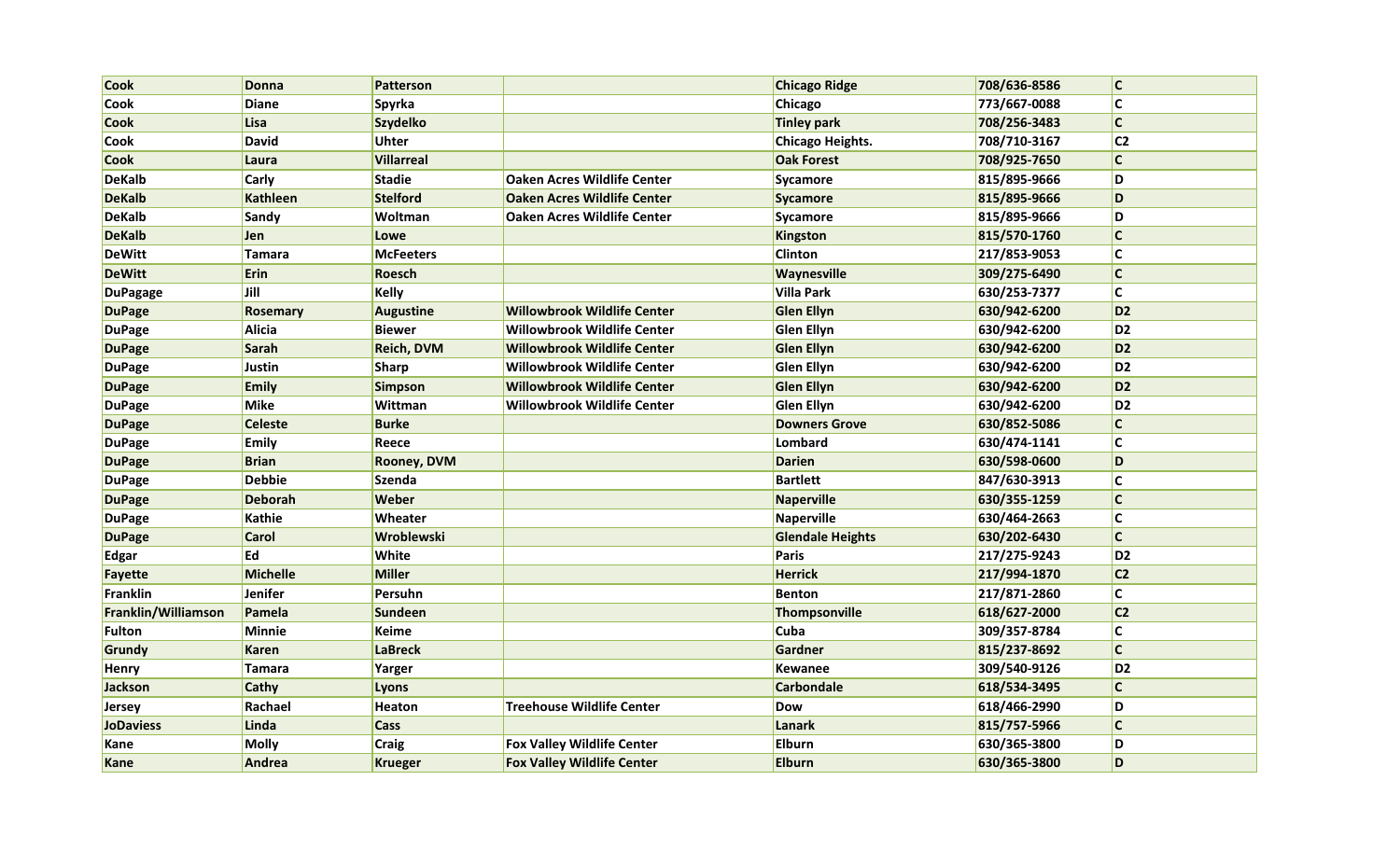| Cook | Donna | Patterson | | Chicago Ridge | 708/636-8586 | C |
|---|---|---|---|---|---|---|
| Cook | Diane | Spyrka | | Chicago | 773/667-0088 | C |
| Cook | Lisa | Szydelko | | Tinley park | 708/256-3483 | C |
| Cook | David | Uhter | | Chicago Heights. | 708/710-3167 | C2 |
| Cook | Laura | Villarreal | | Oak Forest | 708/925-7650 | C |
| DeKalb | Carly | Stadie | Oaken Acres Wildlife Center | Sycamore | 815/895-9666 | D |
| DeKalb | Kathleen | Stelford | Oaken Acres Wildlife Center | Sycamore | 815/895-9666 | D |
| DeKalb | Sandy | Woltman | Oaken Acres Wildlife Center | Sycamore | 815/895-9666 | D |
| DeKalb | Jen | Lowe | | Kingston | 815/570-1760 | C |
| DeWitt | Tamara | McFeeters | | Clinton | 217/853-9053 | C |
| DeWitt | Erin | Roesch | | Waynesville | 309/275-6490 | C |
| DuPagage | Jill | Kelly | | Villa Park | 630/253-7377 | C |
| DuPage | Rosemary | Augustine | Willowbrook Wildlife Center | Glen Ellyn | 630/942-6200 | D2 |
| DuPage | Alicia | Biewer | Willowbrook Wildlife Center | Glen Ellyn | 630/942-6200 | D2 |
| DuPage | Sarah | Reich, DVM | Willowbrook Wildlife Center | Glen Ellyn | 630/942-6200 | D2 |
| DuPage | Justin | Sharp | Willowbrook Wildlife Center | Glen Ellyn | 630/942-6200 | D2 |
| DuPage | Emily | Simpson | Willowbrook Wildlife Center | Glen Ellyn | 630/942-6200 | D2 |
| DuPage | Mike | Wittman | Willowbrook Wildlife Center | Glen Ellyn | 630/942-6200 | D2 |
| DuPage | Celeste | Burke | | Downers Grove | 630/852-5086 | C |
| DuPage | Emily | Reece | | Lombard | 630/474-1141 | C |
| DuPage | Brian | Rooney, DVM | | Darien | 630/598-0600 | D |
| DuPage | Debbie | Szenda | | Bartlett | 847/630-3913 | C |
| DuPage | Deborah | Weber | | Naperville | 630/355-1259 | C |
| DuPage | Kathie | Wheater | | Naperville | 630/464-2663 | C |
| DuPage | Carol | Wroblewski | | Glendale Heights | 630/202-6430 | C |
| Edgar | Ed | White | | Paris | 217/275-9243 | D2 |
| Fayette | Michelle | Miller | | Herrick | 217/994-1870 | C2 |
| Franklin | Jenifer | Persuhn | | Benton | 217/871-2860 | C |
| Franklin/Williamson | Pamela | Sundeen | | Thompsonville | 618/627-2000 | C2 |
| Fulton | Minnie | Keime | | Cuba | 309/357-8784 | C |
| Grundy | Karen | LaBreck | | Gardner | 815/237-8692 | C |
| Henry | Tamara | Yarger | | Kewanee | 309/540-9126 | D2 |
| Jackson | Cathy | Lyons | | Carbondale | 618/534-3495 | C |
| Jersey | Rachael | Heaton | Treehouse Wildlife Center | Dow | 618/466-2990 | D |
| JoDaviess | Linda | Cass | | Lanark | 815/757-5966 | C |
| Kane | Molly | Craig | Fox Valley Wildlife Center | Elburn | 630/365-3800 | D |
| Kane | Andrea | Krueger | Fox Valley Wildlife Center | Elburn | 630/365-3800 | D |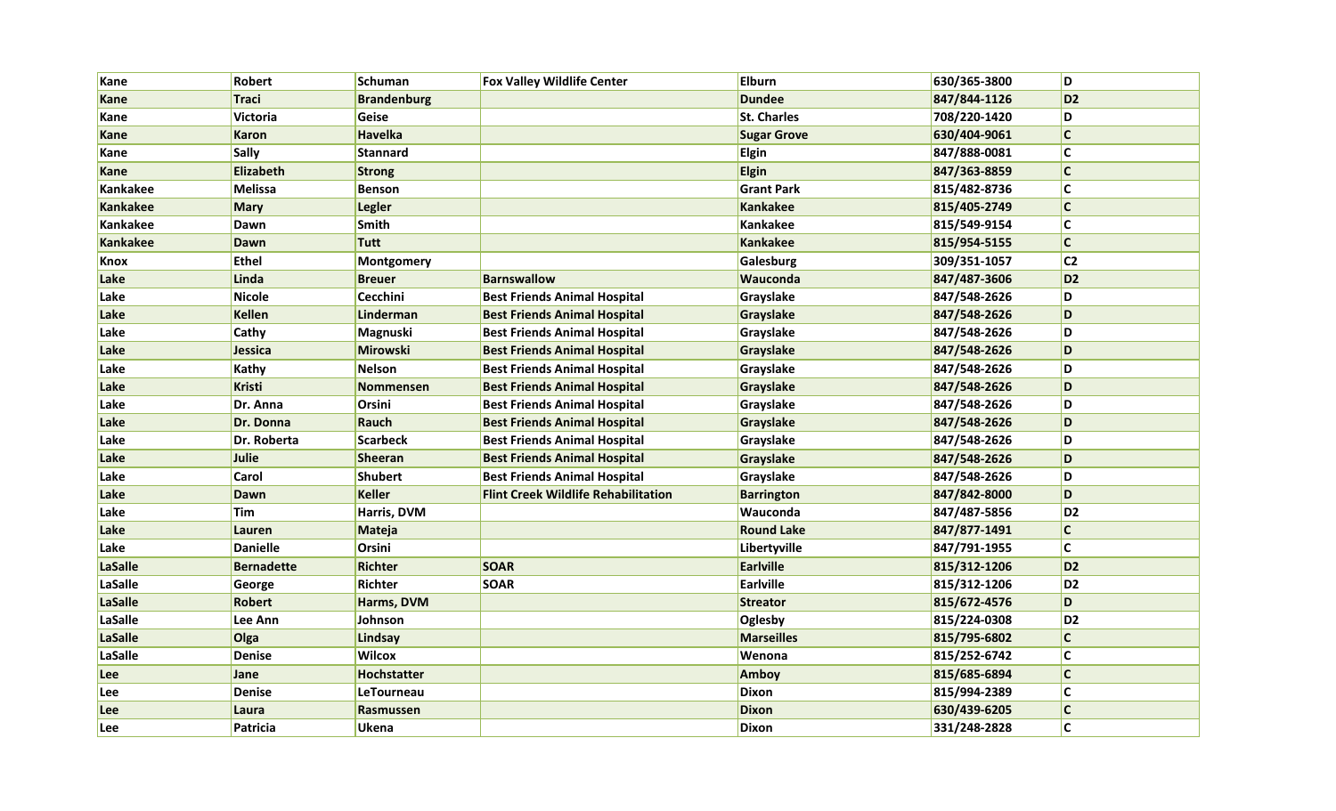| Kane | Robert | Schuman | Fox Valley Wildlife Center | Elburn | 630/365-3800 | D |
|---|---|---|---|---|---|---|
| Kane | Traci | Brandenburg | | Dundee | 847/844-1126 | D2 |
| Kane | Victoria | Geise | | St. Charles | 708/220-1420 | D |
| Kane | Karon | Havelka | | Sugar Grove | 630/404-9061 | C |
| Kane | Sally | Stannard | | Elgin | 847/888-0081 | C |
| Kane | Elizabeth | Strong | | Elgin | 847/363-8859 | C |
| Kankakee | Melissa | Benson | | Grant Park | 815/482-8736 | C |
| Kankakee | Mary | Legler | | Kankakee | 815/405-2749 | C |
| Kankakee | Dawn | Smith | | Kankakee | 815/549-9154 | C |
| Kankakee | Dawn | Tutt | | Kankakee | 815/954-5155 | C |
| Knox | Ethel | Montgomery | | Galesburg | 309/351-1057 | C2 |
| Lake | Linda | Breuer | Barnswallow | Wauconda | 847/487-3606 | D2 |
| Lake | Nicole | Cecchini | Best Friends Animal Hospital | Grayslake | 847/548-2626 | D |
| Lake | Kellen | Linderman | Best Friends Animal Hospital | Grayslake | 847/548-2626 | D |
| Lake | Cathy | Magnuski | Best Friends Animal Hospital | Grayslake | 847/548-2626 | D |
| Lake | Jessica | Mirowski | Best Friends Animal Hospital | Grayslake | 847/548-2626 | D |
| Lake | Kathy | Nelson | Best Friends Animal Hospital | Grayslake | 847/548-2626 | D |
| Lake | Kristi | Nommensen | Best Friends Animal Hospital | Grayslake | 847/548-2626 | D |
| Lake | Dr. Anna | Orsini | Best Friends Animal Hospital | Grayslake | 847/548-2626 | D |
| Lake | Dr. Donna | Rauch | Best Friends Animal Hospital | Grayslake | 847/548-2626 | D |
| Lake | Dr. Roberta | Scarbeck | Best Friends Animal Hospital | Grayslake | 847/548-2626 | D |
| Lake | Julie | Sheeran | Best Friends Animal Hospital | Grayslake | 847/548-2626 | D |
| Lake | Carol | Shubert | Best Friends Animal Hospital | Grayslake | 847/548-2626 | D |
| Lake | Dawn | Keller | Flint Creek Wildlife Rehabilitation | Barrington | 847/842-8000 | D |
| Lake | Tim | Harris, DVM | | Wauconda | 847/487-5856 | D2 |
| Lake | Lauren | Mateja | | Round Lake | 847/877-1491 | C |
| Lake | Danielle | Orsini | | Libertyville | 847/791-1955 | C |
| LaSalle | Bernadette | Richter | SOAR | Earlville | 815/312-1206 | D2 |
| LaSalle | George | Richter | SOAR | Earlville | 815/312-1206 | D2 |
| LaSalle | Robert | Harms, DVM | | Streator | 815/672-4576 | D |
| LaSalle | Lee Ann | Johnson | | Oglesby | 815/224-0308 | D2 |
| LaSalle | Olga | Lindsay | | Marseilles | 815/795-6802 | C |
| LaSalle | Denise | Wilcox | | Wenona | 815/252-6742 | C |
| Lee | Jane | Hochstatter | | Amboy | 815/685-6894 | C |
| Lee | Denise | LeTourneau | | Dixon | 815/994-2389 | C |
| Lee | Laura | Rasmussen | | Dixon | 630/439-6205 | C |
| Lee | Patricia | Ukena | | Dixon | 331/248-2828 | C |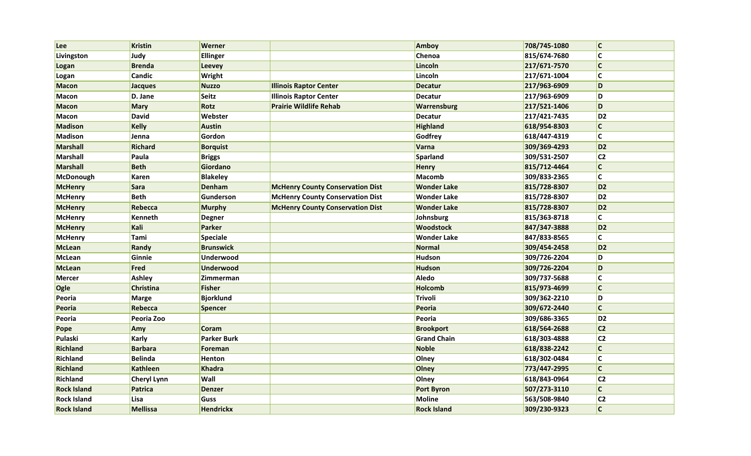| Lee | Kristin | Werner | | Amboy | 708/745-1080 | C |
|---|---|---|---|---|---|---|
| Livingston | Judy | Ellinger | | Chenoa | 815/674-7680 | C |
| Logan | Brenda | Leevey | | Lincoln | 217/671-7570 | C |
| Logan | Candic | Wright | | Lincoln | 217/671-1004 | C |
| Macon | Jacques | Nuzzo | Illinois Raptor Center | Decatur | 217/963-6909 | D |
| Macon | D. Jane | Seitz | Illinois Raptor Center | Decatur | 217/963-6909 | D |
| Macon | Mary | Rotz | Prairie Wildlife Rehab | Warrensburg | 217/521-1406 | D |
| Macon | David | Webster | | Decatur | 217/421-7435 | D2 |
| Madison | Kelly | Austin | | Highland | 618/954-8303 | C |
| Madison | Jenna | Gordon | | Godfrey | 618/447-4319 | C |
| Marshall | Richard | Borquist | | Varna | 309/369-4293 | D2 |
| Marshall | Paula | Briggs | | Sparland | 309/531-2507 | C2 |
| Marshall | Beth | Giordano | | Henry | 815/712-4464 | C |
| McDonough | Karen | Blakeley | | Macomb | 309/833-2365 | C |
| McHenry | Sara | Denham | McHenry County Conservation Dist | Wonder Lake | 815/728-8307 | D2 |
| McHenry | Beth | Gunderson | McHenry County Conservation Dist | Wonder Lake | 815/728-8307 | D2 |
| McHenry | Rebecca | Murphy | McHenry County Conservation Dist | Wonder Lake | 815/728-8307 | D2 |
| McHenry | Kenneth | Degner | | Johnsburg | 815/363-8718 | C |
| McHenry | Kali | Parker | | Woodstock | 847/347-3888 | D2 |
| McHenry | Tami | Speciale | | Wonder Lake | 847/833-8565 | C |
| McLean | Randy | Brunswick | | Normal | 309/454-2458 | D2 |
| McLean | Ginnie | Underwood | | Hudson | 309/726-2204 | D |
| McLean | Fred | Underwood | | Hudson | 309/726-2204 | D |
| Mercer | Ashley | Zimmerman | | Aledo | 309/737-5688 | C |
| Ogle | Christina | Fisher | | Holcomb | 815/973-4699 | C |
| Peoria | Marge | Bjorklund | | Trivoli | 309/362-2210 | D |
| Peoria | Rebecca | Spencer | | Peoria | 309/672-2440 | C |
| Peoria | Peoria Zoo | | | Peoria | 309/686-3365 | D2 |
| Pope | Amy | Coram | | Brookport | 618/564-2688 | C2 |
| Pulaski | Karly | Parker Burk | | Grand Chain | 618/303-4888 | C2 |
| Richland | Barbara | Foreman | | Noble | 618/838-2242 | C |
| Richland | Belinda | Henton | | Olney | 618/302-0484 | C |
| Richland | Kathleen | Khadra | | Olney | 773/447-2995 | C |
| Richland | Cheryl Lynn | Wall | | Olney | 618/843-0964 | C2 |
| Rock Island | Patrica | Denzer | | Port Byron | 507/273-3110 | C |
| Rock Island | Lisa | Guss | | Moline | 563/508-9840 | C2 |
| Rock Island | Mellissa | Hendrickx | | Rock Island | 309/230-9323 | C |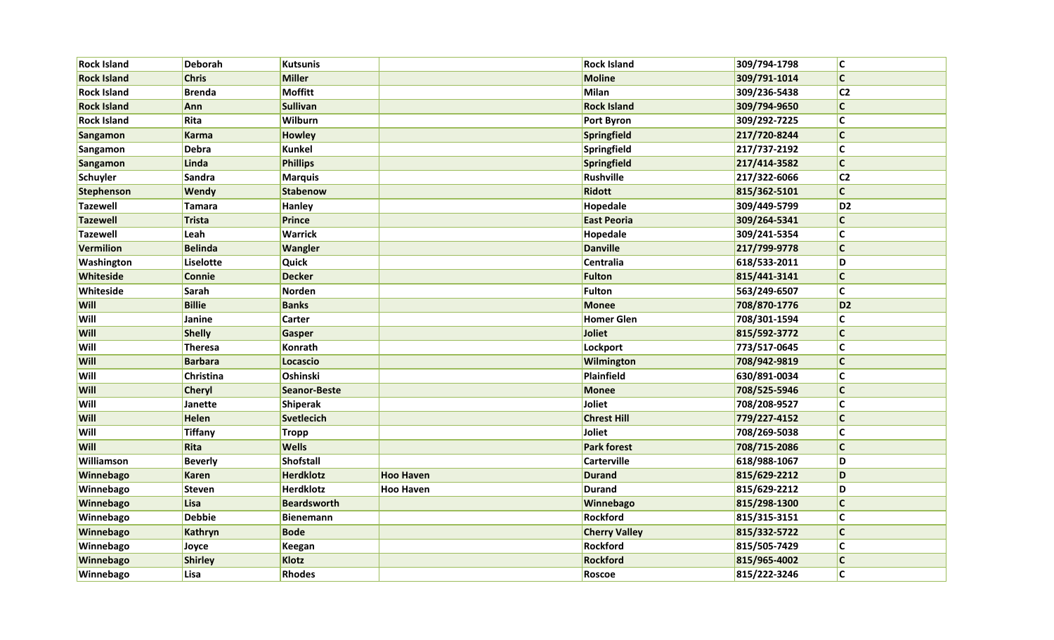| Rock Island | Deborah | Kutsunis | | Rock Island | 309/794-1798 | C |
|---|---|---|---|---|---|---|
| Rock Island | Chris | Miller | | Moline | 309/791-1014 | C |
| Rock Island | Brenda | Moffitt | | Milan | 309/236-5438 | C2 |
| Rock Island | Ann | Sullivan | | Rock Island | 309/794-9650 | C |
| Rock Island | Rita | Wilburn | | Port Byron | 309/292-7225 | C |
| Sangamon | Karma | Howley | | Springfield | 217/720-8244 | C |
| Sangamon | Debra | Kunkel | | Springfield | 217/737-2192 | C |
| Sangamon | Linda | Phillips | | Springfield | 217/414-3582 | C |
| Schuyler | Sandra | Marquis | | Rushville | 217/322-6066 | C2 |
| Stephenson | Wendy | Stabenow | | Ridott | 815/362-5101 | C |
| Tazewell | Tamara | Hanley | | Hopedale | 309/449-5799 | D2 |
| Tazewell | Trista | Prince | | East Peoria | 309/264-5341 | C |
| Tazewell | Leah | Warrick | | Hopedale | 309/241-5354 | C |
| Vermilion | Belinda | Wangler | | Danville | 217/799-9778 | C |
| Washington | Liselotte | Quick | | Centralia | 618/533-2011 | D |
| Whiteside | Connie | Decker | | Fulton | 815/441-3141 | C |
| Whiteside | Sarah | Norden | | Fulton | 563/249-6507 | C |
| Will | Billie | Banks | | Monee | 708/870-1776 | D2 |
| Will | Janine | Carter | | Homer Glen | 708/301-1594 | C |
| Will | Shelly | Gasper | | Joliet | 815/592-3772 | C |
| Will | Theresa | Konrath | | Lockport | 773/517-0645 | C |
| Will | Barbara | Locascio | | Wilmington | 708/942-9819 | C |
| Will | Christina | Oshinski | | Plainfield | 630/891-0034 | C |
| Will | Cheryl | Seanor-Beste | | Monee | 708/525-5946 | C |
| Will | Janette | Shiperak | | Joliet | 708/208-9527 | C |
| Will | Helen | Svetlecich | | Chrest Hill | 779/227-4152 | C |
| Will | Tiffany | Tropp | | Joliet | 708/269-5038 | C |
| Will | Rita | Wells | | Park forest | 708/715-2086 | C |
| Williamson | Beverly | Shofstall | | Carterville | 618/988-1067 | D |
| Winnebago | Karen | Herdklotz | Hoo Haven | Durand | 815/629-2212 | D |
| Winnebago | Steven | Herdklotz | Hoo Haven | Durand | 815/629-2212 | D |
| Winnebago | Lisa | Beardsworth | | Winnebago | 815/298-1300 | C |
| Winnebago | Debbie | Bienemann | | Rockford | 815/315-3151 | C |
| Winnebago | Kathryn | Bode | | Cherry Valley | 815/332-5722 | C |
| Winnebago | Joyce | Keegan | | Rockford | 815/505-7429 | C |
| Winnebago | Shirley | Klotz | | Rockford | 815/965-4002 | C |
| Winnebago | Lisa | Rhodes | | Roscoe | 815/222-3246 | C |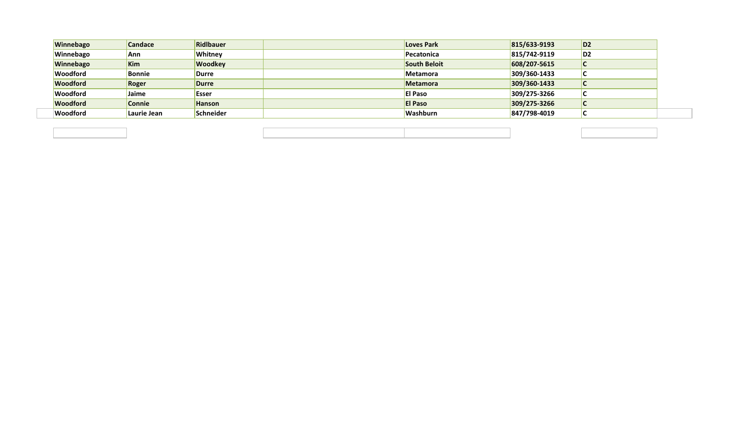| | | | | | | |
|---|---|---|---|---|---|---|
| **Winnebago** | **Candace** | **Ridlbauer** | | **Loves Park** | **815/633-9193** | **D2** |
| **Winnebago** | **Ann** | **Whitney** | | **Pecatonica** | **815/742-9119** | **D2** |
| **Winnebago** | **Kim** | **Woodkey** | | **South Beloit** | **608/207-5615** | **C** |
| **Woodford** | **Bonnie** | **Durre** | | **Metamora** | **309/360-1433** | **C** |
| **Woodford** | **Roger** | **Durre** | | **Metamora** | **309/360-1433** | **C** |
| **Woodford** | **Jaime** | **Esser** | | **El Paso** | **309/275-3266** | **C** |
| **Woodford** | **Connie** | **Hanson** | | **El Paso** | **309/275-3266** | **C** |
| **Woodford** | **Laurie Jean** | **Schneider** | | **Washburn** | **847/798-4019** | **C** |